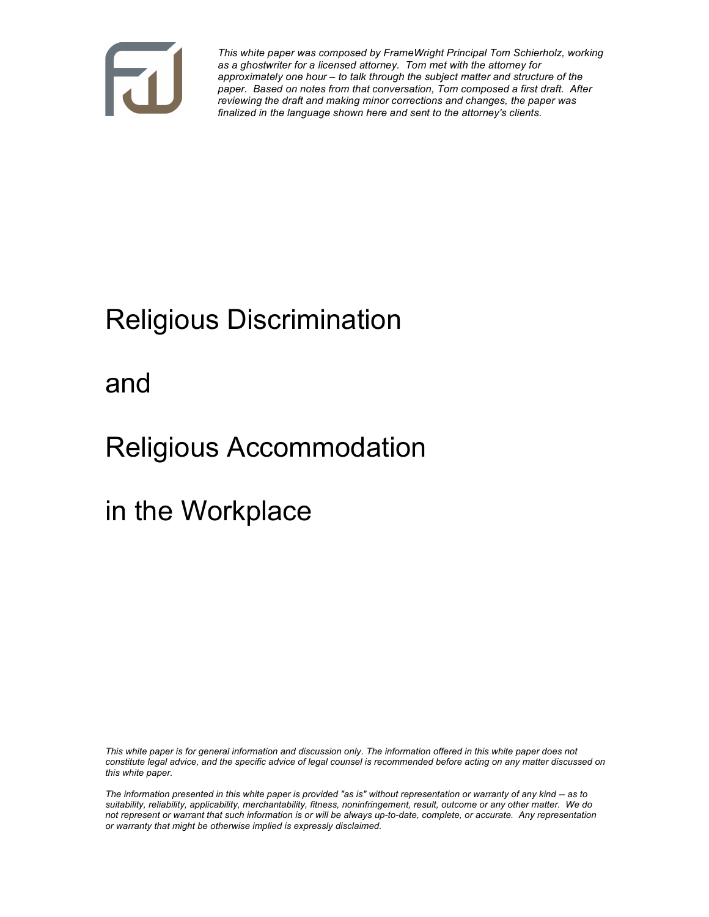*This white paper was composed by FrameWright Principal Tom Schierholz, working as a ghostwriter for a licensed attorney. Tom met with the attorney for approximately one hour – to talk through the subject matter and structure of the paper. Based on notes from that conversation, Tom composed a first draft. After reviewing the draft and making minor corrections and changes, the paper was finalized in the language shown here and sent to the attorney's clients.*

# Religious Discrimination

# and

# Religious Accommodation

# in the Workplace

*This white paper is for general information and discussion only. The information offered in this white paper does not constitute legal advice, and the specific advice of legal counsel is recommended before acting on any matter discussed on this white paper.*

*The information presented in this white paper is provided "as is" without representation or warranty of any kind -- as to suitability, reliability, applicability, merchantability, fitness, noninfringement, result, outcome or any other matter. We do not represent or warrant that such information is or will be always up-to-date, complete, or accurate. Any representation or warranty that might be otherwise implied is expressly disclaimed.*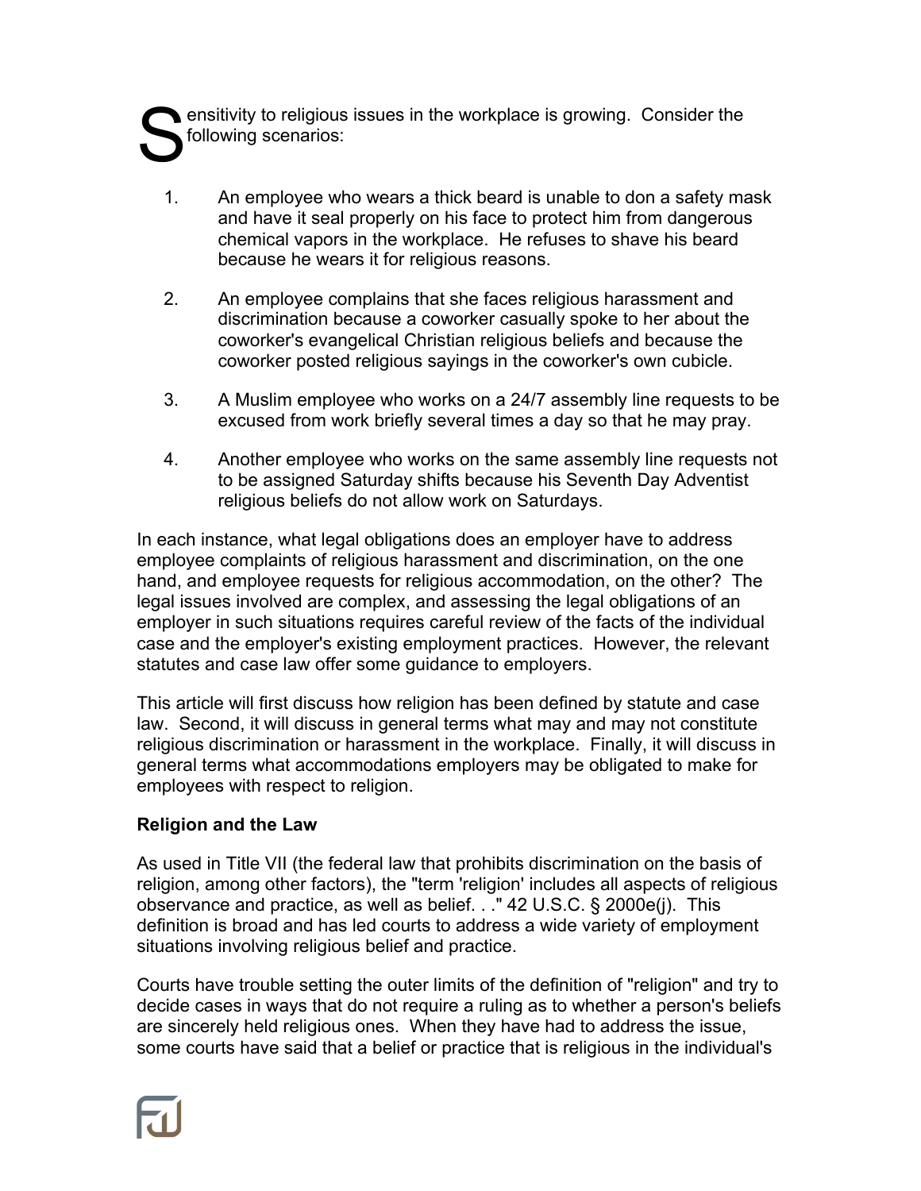Sensitivity to religious issues in the workplace is growing. Consider the following scenarios:

1. An employee who wears a thick beard is unable to don a safety mask and have it seal properly on his face to protect him from dangerous chemical vapors in the workplace. He refuses to shave his beard because he wears it for religious reasons.

2. An employee complains that she faces religious harassment and discrimination because a coworker casually spoke to her about the coworker's evangelical Christian religious beliefs and because the coworker posted religious sayings in the coworker's own cubicle.

3. A Muslim employee who works on a 24/7 assembly line requests to be excused from work briefly several times a day so that he may pray.

4. Another employee who works on the same assembly line requests not to be assigned Saturday shifts because his Seventh Day Adventist religious beliefs do not allow work on Saturdays.

In each instance, what legal obligations does an employer have to address employee complaints of religious harassment and discrimination, on the one hand, and employee requests for religious accommodation, on the other? The legal issues involved are complex, and assessing the legal obligations of an employer in such situations requires careful review of the facts of the individual case and the employer's existing employment practices. However, the relevant statutes and case law offer some guidance to employers.

This article will first discuss how religion has been defined by statute and case law. Second, it will discuss in general terms what may and may not constitute religious discrimination or harassment in the workplace. Finally, it will discuss in general terms what accommodations employers may be obligated to make for employees with respect to religion.

**Religion and the Law**

As used in Title VII (the federal law that prohibits discrimination on the basis of religion, among other factors), the "term 'religion' includes all aspects of religious observance and practice, as well as belief. . ." 42 U.S.C. § 2000e(j). This definition is broad and has led courts to address a wide variety of employment situations involving religious belief and practice.

Courts have trouble setting the outer limits of the definition of "religion" and try to decide cases in ways that do not require a ruling as to whether a person's beliefs are sincerely held religious ones. When they have had to address the issue, some courts have said that a belief or practice that is religious in the individual's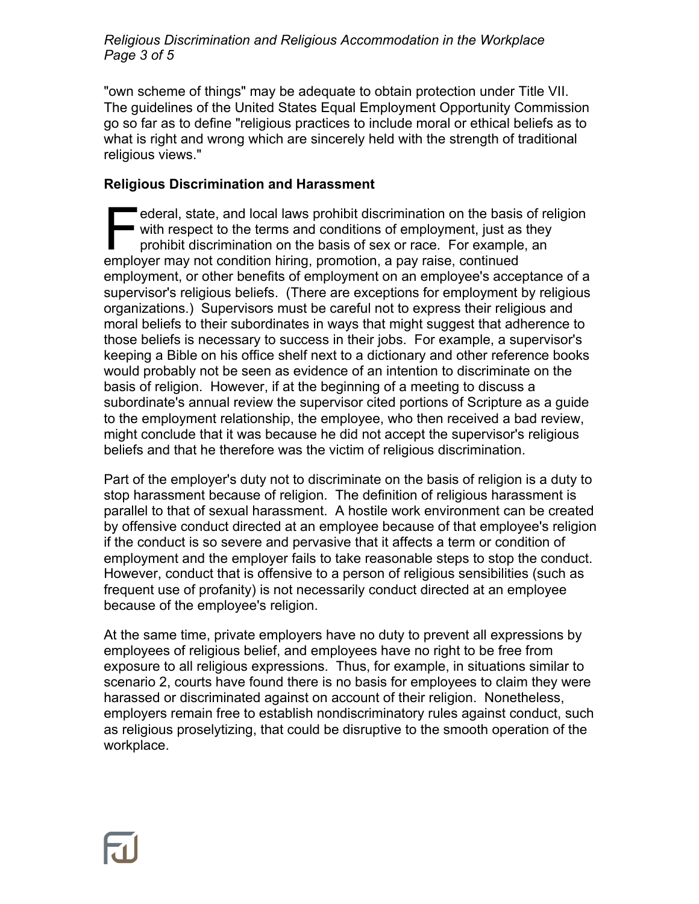"own scheme of things" may be adequate to obtain protection under Title VII. The guidelines of the United States Equal Employment Opportunity Commission go so far as to define "religious practices to include moral or ethical beliefs as to what is right and wrong which are sincerely held with the strength of traditional religious views."

**Religious Discrimination and Harassment**

Federal, state, and local laws prohibit discrimination on the basis of religion with respect to the terms and conditions of employment, just as they prohibit discrimination on the basis of sex or race. For example, an employer may not condition hiring, promotion, a pay raise, continued employment, or other benefits of employment on an employee's acceptance of a supervisor's religious beliefs. (There are exceptions for employment by religious organizations.) Supervisors must be careful not to express their religious and moral beliefs to their subordinates in ways that might suggest that adherence to those beliefs is necessary to success in their jobs. For example, a supervisor's keeping a Bible on his office shelf next to a dictionary and other reference books would probably not be seen as evidence of an intention to discriminate on the basis of religion. However, if at the beginning of a meeting to discuss a subordinate's annual review the supervisor cited portions of Scripture as a guide to the employment relationship, the employee, who then received a bad review, might conclude that it was because he did not accept the supervisor's religious beliefs and that he therefore was the victim of religious discrimination.

Part of the employer's duty not to discriminate on the basis of religion is a duty to stop harassment because of religion. The definition of religious harassment is parallel to that of sexual harassment. A hostile work environment can be created by offensive conduct directed at an employee because of that employee's religion if the conduct is so severe and pervasive that it affects a term or condition of employment and the employer fails to take reasonable steps to stop the conduct. However, conduct that is offensive to a person of religious sensibilities (such as frequent use of profanity) is not necessarily conduct directed at an employee because of the employee's religion.

At the same time, private employers have no duty to prevent all expressions by employees of religious belief, and employees have no right to be free from exposure to all religious expressions. Thus, for example, in situations similar to scenario 2, courts have found there is no basis for employees to claim they were harassed or discriminated against on account of their religion. Nonetheless, employers remain free to establish nondiscriminatory rules against conduct, such as religious proselytizing, that could be disruptive to the smooth operation of the workplace.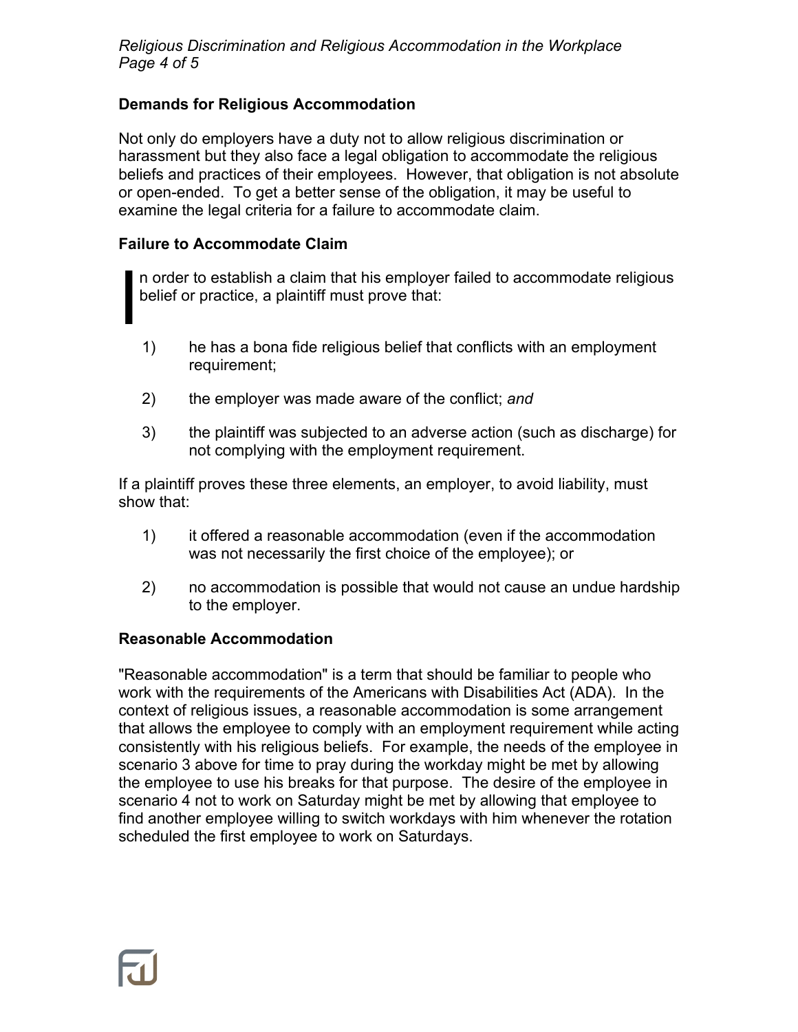## Demands for Religious Accommodation

Not only do employers have a duty not to allow religious discrimination or harassment but they also face a legal obligation to accommodate the religious beliefs and practices of their employees. However, that obligation is not absolute or open-ended. To get a better sense of the obligation, it may be useful to examine the legal criteria for a failure to accommodate claim.

## Failure to Accommodate Claim

In order to establish a claim that his employer failed to accommodate religious belief or practice, a plaintiff must prove that:

1) he has a bona fide religious belief that conflicts with an employment requirement;
2) the employer was made aware of the conflict; *and*
3) the plaintiff was subjected to an adverse action (such as discharge) for not complying with the employment requirement.

If a plaintiff proves these three elements, an employer, to avoid liability, must show that:

1) it offered a reasonable accommodation (even if the accommodation was not necessarily the first choice of the employee); or
2) no accommodation is possible that would not cause an undue hardship to the employer.

## Reasonable Accommodation

"Reasonable accommodation" is a term that should be familiar to people who work with the requirements of the Americans with Disabilities Act (ADA). In the context of religious issues, a reasonable accommodation is some arrangement that allows the employee to comply with an employment requirement while acting consistently with his religious beliefs. For example, the needs of the employee in scenario 3 above for time to pray during the workday might be met by allowing the employee to use his breaks for that purpose. The desire of the employee in scenario 4 not to work on Saturday might be met by allowing that employee to find another employee willing to switch workdays with him whenever the rotation scheduled the first employee to work on Saturdays.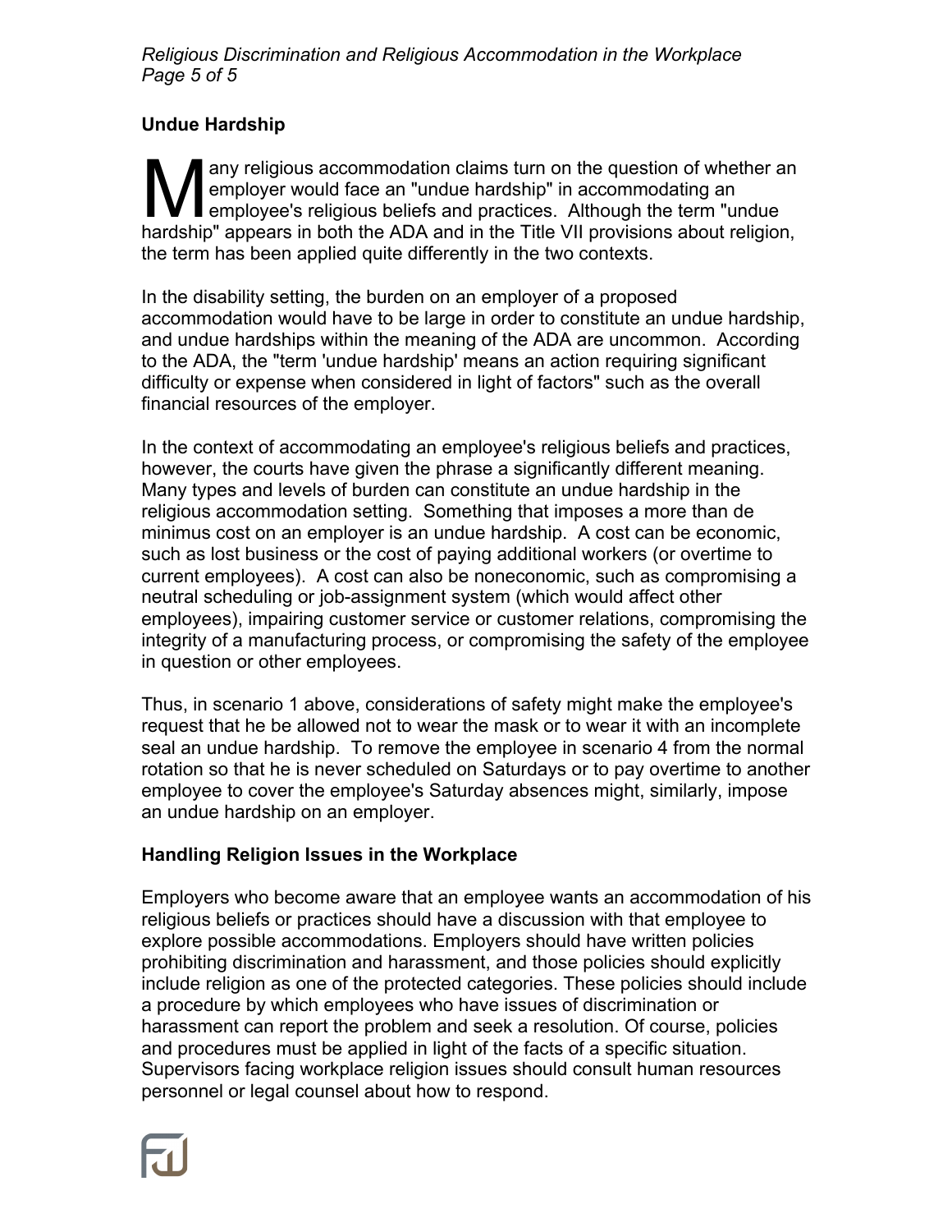## Undue Hardship

Many religious accommodation claims turn on the question of whether an employer would face an "undue hardship" in accommodating an employee's religious beliefs and practices. Although the term "undue hardship" appears in both the ADA and in the Title VII provisions about religion, the term has been applied quite differently in the two contexts.

In the disability setting, the burden on an employer of a proposed accommodation would have to be large in order to constitute an undue hardship, and undue hardships within the meaning of the ADA are uncommon. According to the ADA, the "term 'undue hardship' means an action requiring significant difficulty or expense when considered in light of factors" such as the overall financial resources of the employer.

In the context of accommodating an employee's religious beliefs and practices, however, the courts have given the phrase a significantly different meaning. Many types and levels of burden can constitute an undue hardship in the religious accommodation setting. Something that imposes a more than de minimus cost on an employer is an undue hardship. A cost can be economic, such as lost business or the cost of paying additional workers (or overtime to current employees). A cost can also be noneconomic, such as compromising a neutral scheduling or job-assignment system (which would affect other employees), impairing customer service or customer relations, compromising the integrity of a manufacturing process, or compromising the safety of the employee in question or other employees.

Thus, in scenario 1 above, considerations of safety might make the employee's request that he be allowed not to wear the mask or to wear it with an incomplete seal an undue hardship. To remove the employee in scenario 4 from the normal rotation so that he is never scheduled on Saturdays or to pay overtime to another employee to cover the employee's Saturday absences might, similarly, impose an undue hardship on an employer.

## Handling Religion Issues in the Workplace

Employers who become aware that an employee wants an accommodation of his religious beliefs or practices should have a discussion with that employee to explore possible accommodations. Employers should have written policies prohibiting discrimination and harassment, and those policies should explicitly include religion as one of the protected categories. These policies should include a procedure by which employees who have issues of discrimination or harassment can report the problem and seek a resolution. Of course, policies and procedures must be applied in light of the facts of a specific situation. Supervisors facing workplace religion issues should consult human resources personnel or legal counsel about how to respond.